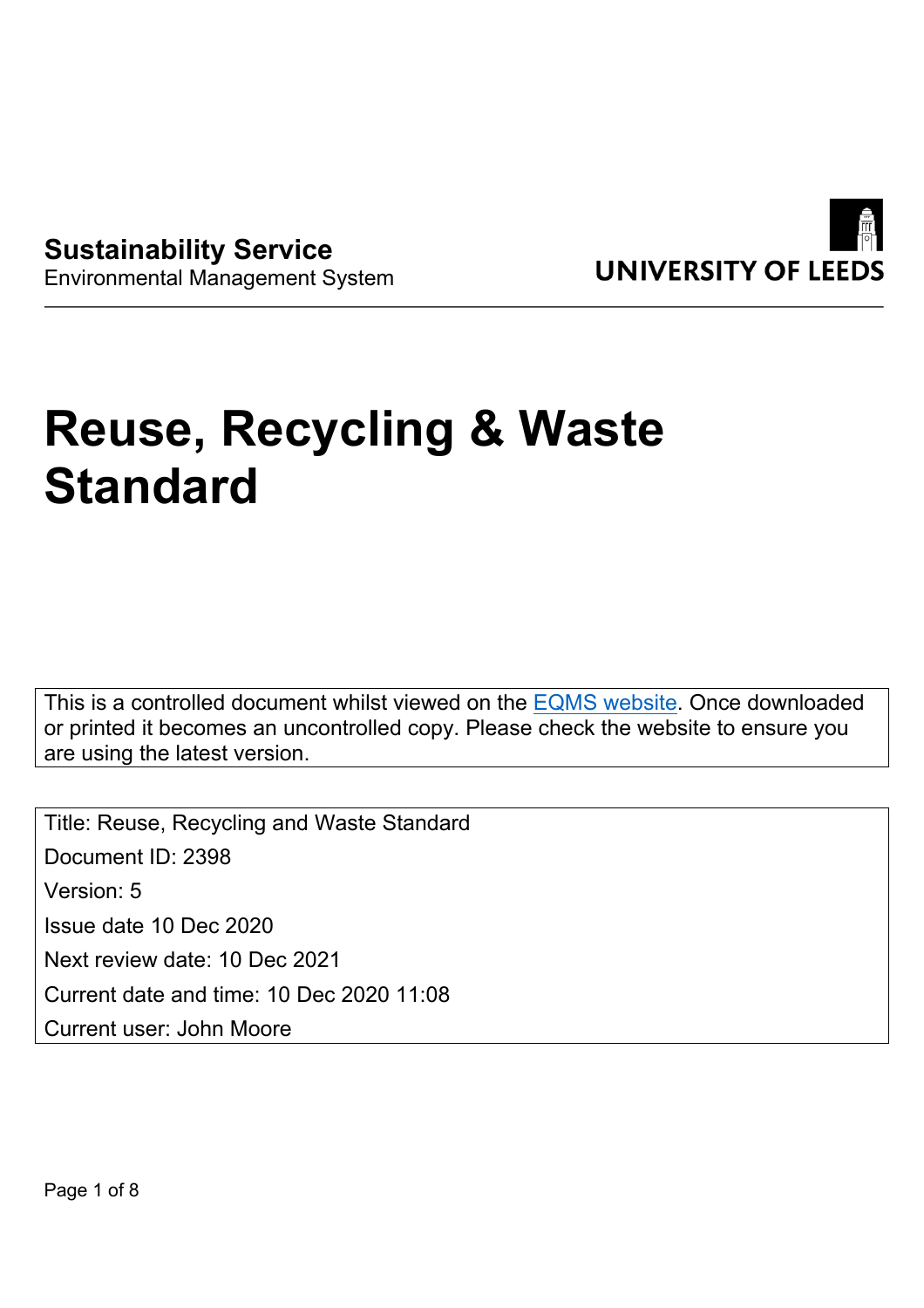**Sustainability Service**
Environmental Management System

UNIVERSITY OF LEEDS

# Reuse, Recycling & Waste Standard

This is a controlled document whilst viewed on the EQMS website. Once downloaded or printed it becomes an uncontrolled copy. Please check the website to ensure you are using the latest version.

Title: Reuse, Recycling and Waste Standard
Document ID: 2398
Version: 5
Issue date 10 Dec 2020
Next review date: 10 Dec 2021
Current date and time: 10 Dec 2020 11:08
Current user: John Moore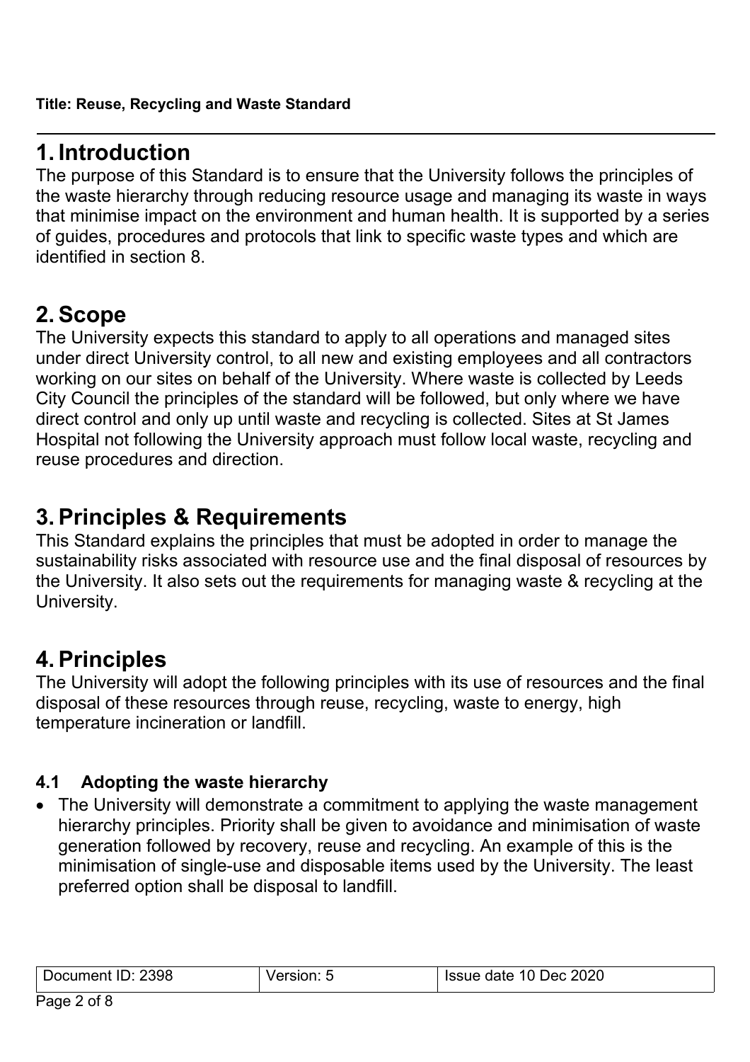**Title: Reuse, Recycling and Waste Standard**

# 1. Introduction

The purpose of this Standard is to ensure that the University follows the principles of the waste hierarchy through reducing resource usage and managing its waste in ways that minimise impact on the environment and human health. It is supported by a series of guides, procedures and protocols that link to specific waste types and which are identified in section 8.

# 2. Scope

The University expects this standard to apply to all operations and managed sites under direct University control, to all new and existing employees and all contractors working on our sites on behalf of the University. Where waste is collected by Leeds City Council the principles of the standard will be followed, but only where we have direct control and only up until waste and recycling is collected. Sites at St James Hospital not following the University approach must follow local waste, recycling and reuse procedures and direction.

# 3. Principles & Requirements

This Standard explains the principles that must be adopted in order to manage the sustainability risks associated with resource use and the final disposal of resources by the University. It also sets out the requirements for managing waste & recycling at the University.

# 4. Principles

The University will adopt the following principles with its use of resources and the final disposal of these resources through reuse, recycling, waste to energy, high temperature incineration or landfill.

### 4.1 Adopting the waste hierarchy

- The University will demonstrate a commitment to applying the waste management hierarchy principles. Priority shall be given to avoidance and minimisation of waste generation followed by recovery, reuse and recycling. An example of this is the minimisation of single-use and disposable items used by the University. The least preferred option shall be disposal to landfill.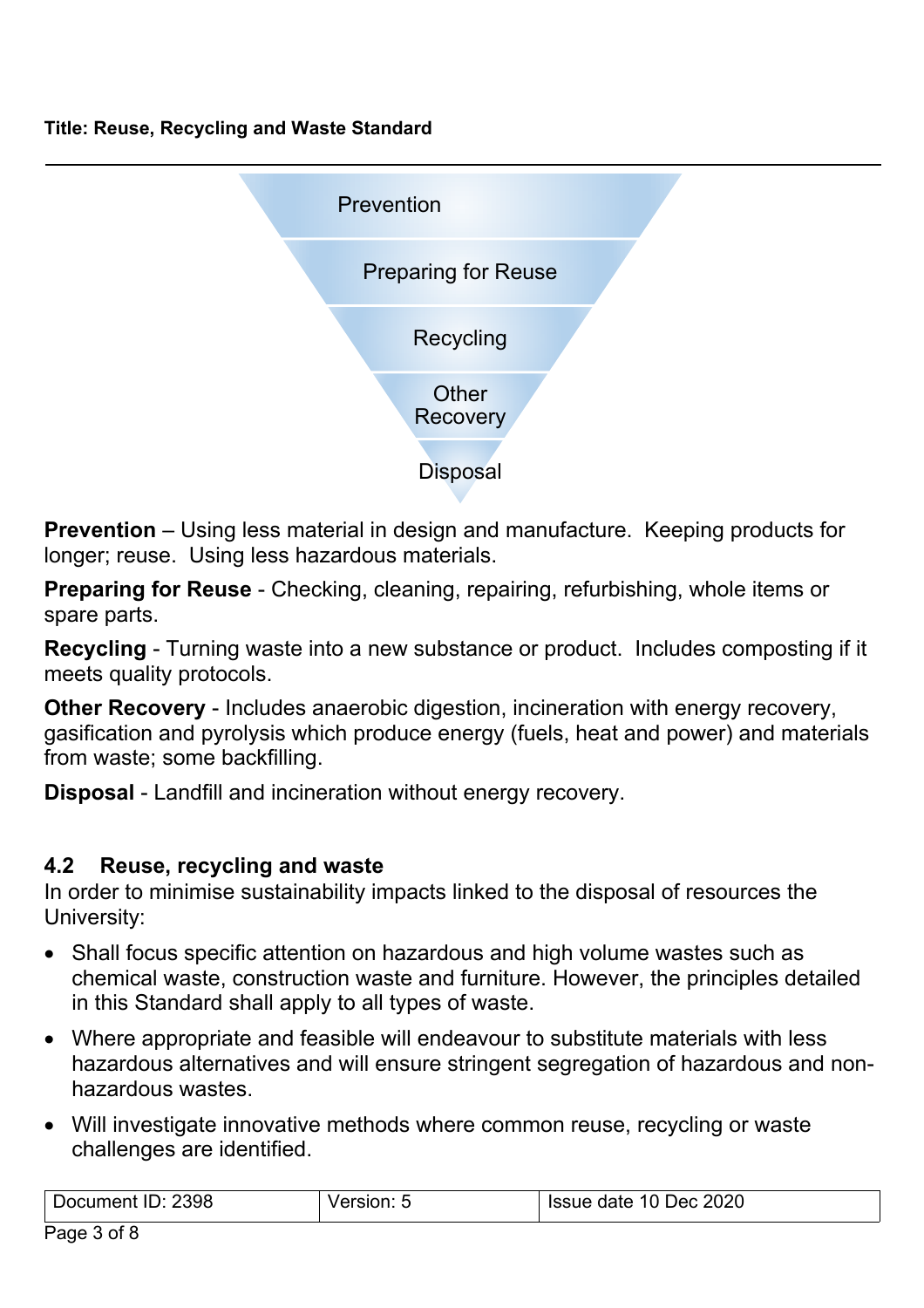Prevention

Preparing for Reuse

Recycling

Other Recovery

Disposal

**Prevention** – Using less material in design and manufacture. Keeping products for longer; reuse. Using less hazardous materials.

**Preparing for Reuse** - Checking, cleaning, repairing, refurbishing, whole items or spare parts.

**Recycling** - Turning waste into a new substance or product. Includes composting if it meets quality protocols.

**Other Recovery** - Includes anaerobic digestion, incineration with energy recovery, gasification and pyrolysis which produce energy (fuels, heat and power) and materials from waste; some backfilling.

**Disposal** - Landfill and incineration without energy recovery.

### 4.2 Reuse, recycling and waste

In order to minimise sustainability impacts linked to the disposal of resources the University:

- Shall focus specific attention on hazardous and high volume wastes such as chemical waste, construction waste and furniture. However, the principles detailed in this Standard shall apply to all types of waste.
- Where appropriate and feasible will endeavour to substitute materials with less hazardous alternatives and will ensure stringent segregation of hazardous and non-hazardous wastes.
- Will investigate innovative methods where common reuse, recycling or waste challenges are identified.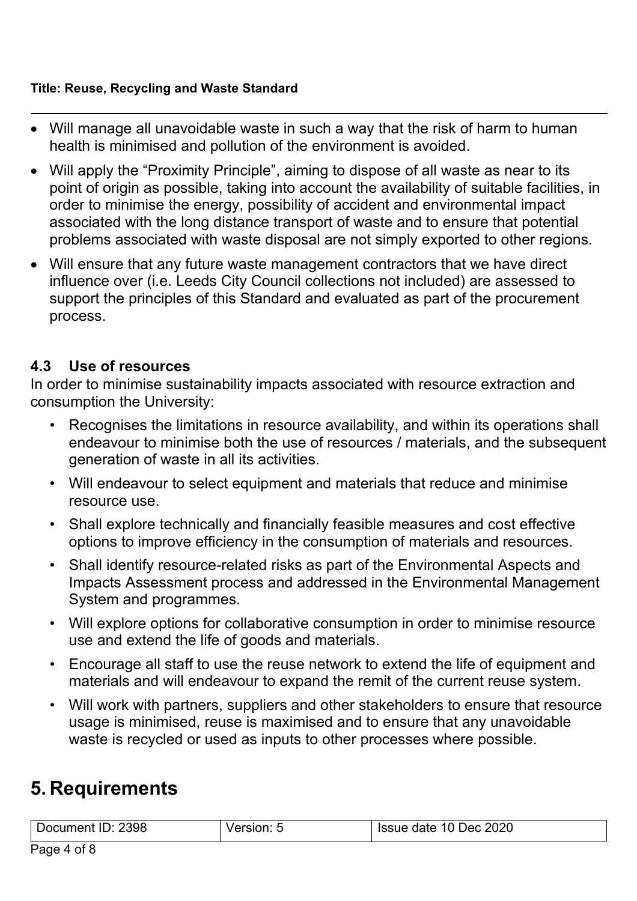- Will manage all unavoidable waste in such a way that the risk of harm to human health is minimised and pollution of the environment is avoided.
- Will apply the "Proximity Principle", aiming to dispose of all waste as near to its point of origin as possible, taking into account the availability of suitable facilities, in order to minimise the energy, possibility of accident and environmental impact associated with the long distance transport of waste and to ensure that potential problems associated with waste disposal are not simply exported to other regions.
- Will ensure that any future waste management contractors that we have direct influence over (i.e. Leeds City Council collections not included) are assessed to support the principles of this Standard and evaluated as part of the procurement process.

### 4.3 Use of resources

In order to minimise sustainability impacts associated with resource extraction and consumption the University:

- Recognises the limitations in resource availability, and within its operations shall endeavour to minimise both the use of resources / materials, and the subsequent generation of waste in all its activities.
- Will endeavour to select equipment and materials that reduce and minimise resource use.
- Shall explore technically and financially feasible measures and cost effective options to improve efficiency in the consumption of materials and resources.
- Shall identify resource-related risks as part of the Environmental Aspects and Impacts Assessment process and addressed in the Environmental Management System and programmes.
- Will explore options for collaborative consumption in order to minimise resource use and extend the life of goods and materials.
- Encourage all staff to use the reuse network to extend the life of equipment and materials and will endeavour to expand the remit of the current reuse system.
- Will work with partners, suppliers and other stakeholders to ensure that resource usage is minimised, reuse is maximised and to ensure that any unavoidable waste is recycled or used as inputs to other processes where possible.

# 5. Requirements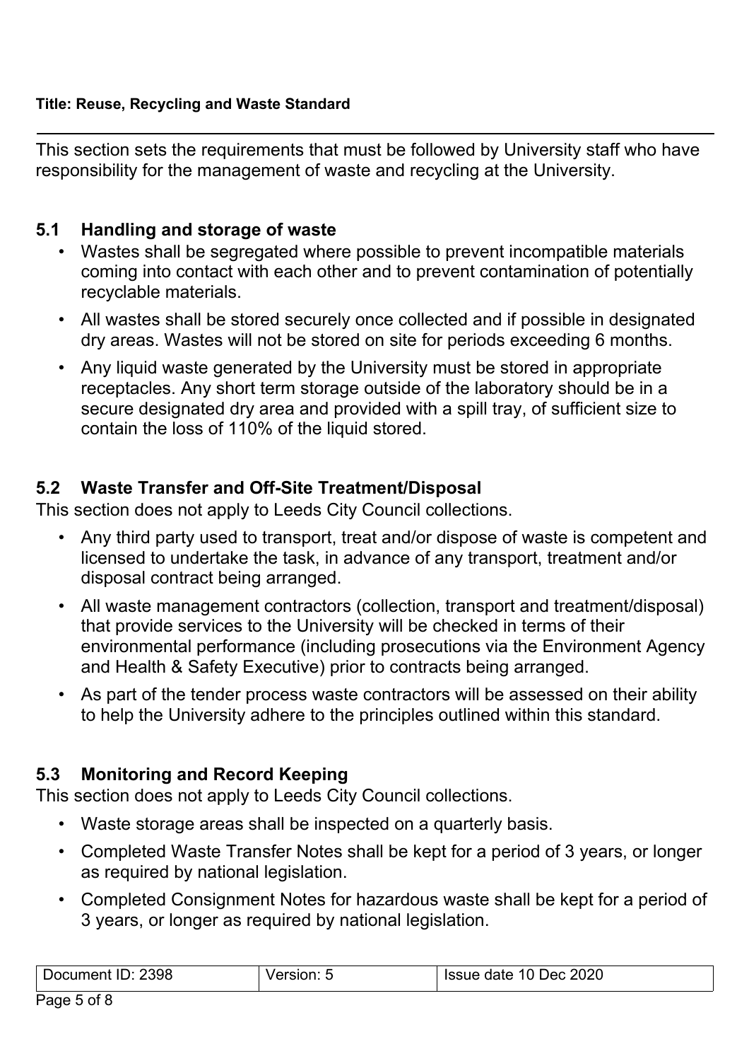This section sets the requirements that must be followed by University staff who have responsibility for the management of waste and recycling at the University.

## 5.1 Handling and storage of waste

- Wastes shall be segregated where possible to prevent incompatible materials coming into contact with each other and to prevent contamination of potentially recyclable materials.
- All wastes shall be stored securely once collected and if possible in designated dry areas. Wastes will not be stored on site for periods exceeding 6 months.
- Any liquid waste generated by the University must be stored in appropriate receptacles. Any short term storage outside of the laboratory should be in a secure designated dry area and provided with a spill tray, of sufficient size to contain the loss of 110% of the liquid stored.

## 5.2 Waste Transfer and Off-Site Treatment/Disposal

This section does not apply to Leeds City Council collections.

- Any third party used to transport, treat and/or dispose of waste is competent and licensed to undertake the task, in advance of any transport, treatment and/or disposal contract being arranged.
- All waste management contractors (collection, transport and treatment/disposal) that provide services to the University will be checked in terms of their environmental performance (including prosecutions via the Environment Agency and Health & Safety Executive) prior to contracts being arranged.
- As part of the tender process waste contractors will be assessed on their ability to help the University adhere to the principles outlined within this standard.

## 5.3 Monitoring and Record Keeping

This section does not apply to Leeds City Council collections.

- Waste storage areas shall be inspected on a quarterly basis.
- Completed Waste Transfer Notes shall be kept for a period of 3 years, or longer as required by national legislation.
- Completed Consignment Notes for hazardous waste shall be kept for a period of 3 years, or longer as required by national legislation.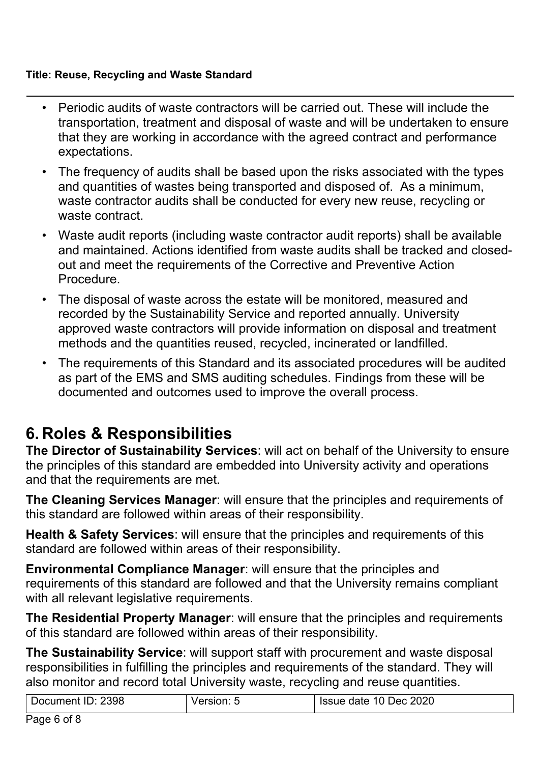- Periodic audits of waste contractors will be carried out. These will include the transportation, treatment and disposal of waste and will be undertaken to ensure that they are working in accordance with the agreed contract and performance expectations.
- The frequency of audits shall be based upon the risks associated with the types and quantities of wastes being transported and disposed of. As a minimum, waste contractor audits shall be conducted for every new reuse, recycling or waste contract.
- Waste audit reports (including waste contractor audit reports) shall be available and maintained. Actions identified from waste audits shall be tracked and closed-out and meet the requirements of the Corrective and Preventive Action Procedure.
- The disposal of waste across the estate will be monitored, measured and recorded by the Sustainability Service and reported annually. University approved waste contractors will provide information on disposal and treatment methods and the quantities reused, recycled, incinerated or landfilled.
- The requirements of this Standard and its associated procedures will be audited as part of the EMS and SMS auditing schedules. Findings from these will be documented and outcomes used to improve the overall process.

# 6. Roles & Responsibilities

**The Director of Sustainability Services**: will act on behalf of the University to ensure the principles of this standard are embedded into University activity and operations and that the requirements are met.

**The Cleaning Services Manager**: will ensure that the principles and requirements of this standard are followed within areas of their responsibility.

**Health & Safety Services**: will ensure that the principles and requirements of this standard are followed within areas of their responsibility.

**Environmental Compliance Manager**: will ensure that the principles and requirements of this standard are followed and that the University remains compliant with all relevant legislative requirements.

**The Residential Property Manager**: will ensure that the principles and requirements of this standard are followed within areas of their responsibility.

**The Sustainability Service**: will support staff with procurement and waste disposal responsibilities in fulfilling the principles and requirements of the standard. They will also monitor and record total University waste, recycling and reuse quantities.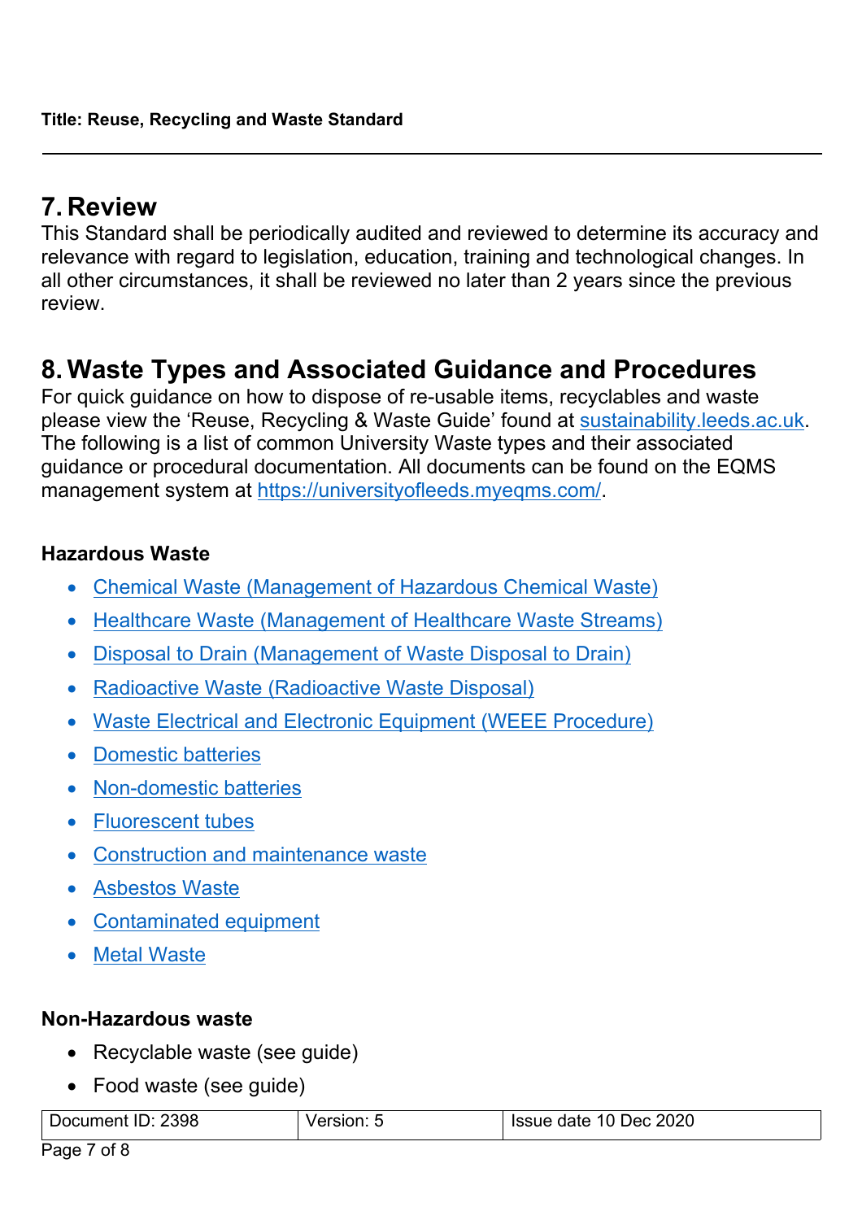## 7. Review

This Standard shall be periodically audited and reviewed to determine its accuracy and relevance with regard to legislation, education, training and technological changes. In all other circumstances, it shall be reviewed no later than 2 years since the previous review.

## 8. Waste Types and Associated Guidance and Procedures

For quick guidance on how to dispose of re-usable items, recyclables and waste please view the 'Reuse, Recycling & Waste Guide' found at sustainability.leeds.ac.uk. The following is a list of common University Waste types and their associated guidance or procedural documentation. All documents can be found on the EQMS management system at https://universityofleeds.myeqms.com/.

**Hazardous Waste**

- Chemical Waste (Management of Hazardous Chemical Waste)
- Healthcare Waste (Management of Healthcare Waste Streams)
- Disposal to Drain (Management of Waste Disposal to Drain)
- Radioactive Waste (Radioactive Waste Disposal)
- Waste Electrical and Electronic Equipment (WEEE Procedure)
- Domestic batteries
- Non-domestic batteries
- Fluorescent tubes
- Construction and maintenance waste
- Asbestos Waste
- Contaminated equipment
- Metal Waste

**Non-Hazardous waste**

- Recyclable waste (see guide)
- Food waste (see guide)

| Document ID: 2398 | Version: 5 | Issue date 10 Dec 2020 |
|---|---|---|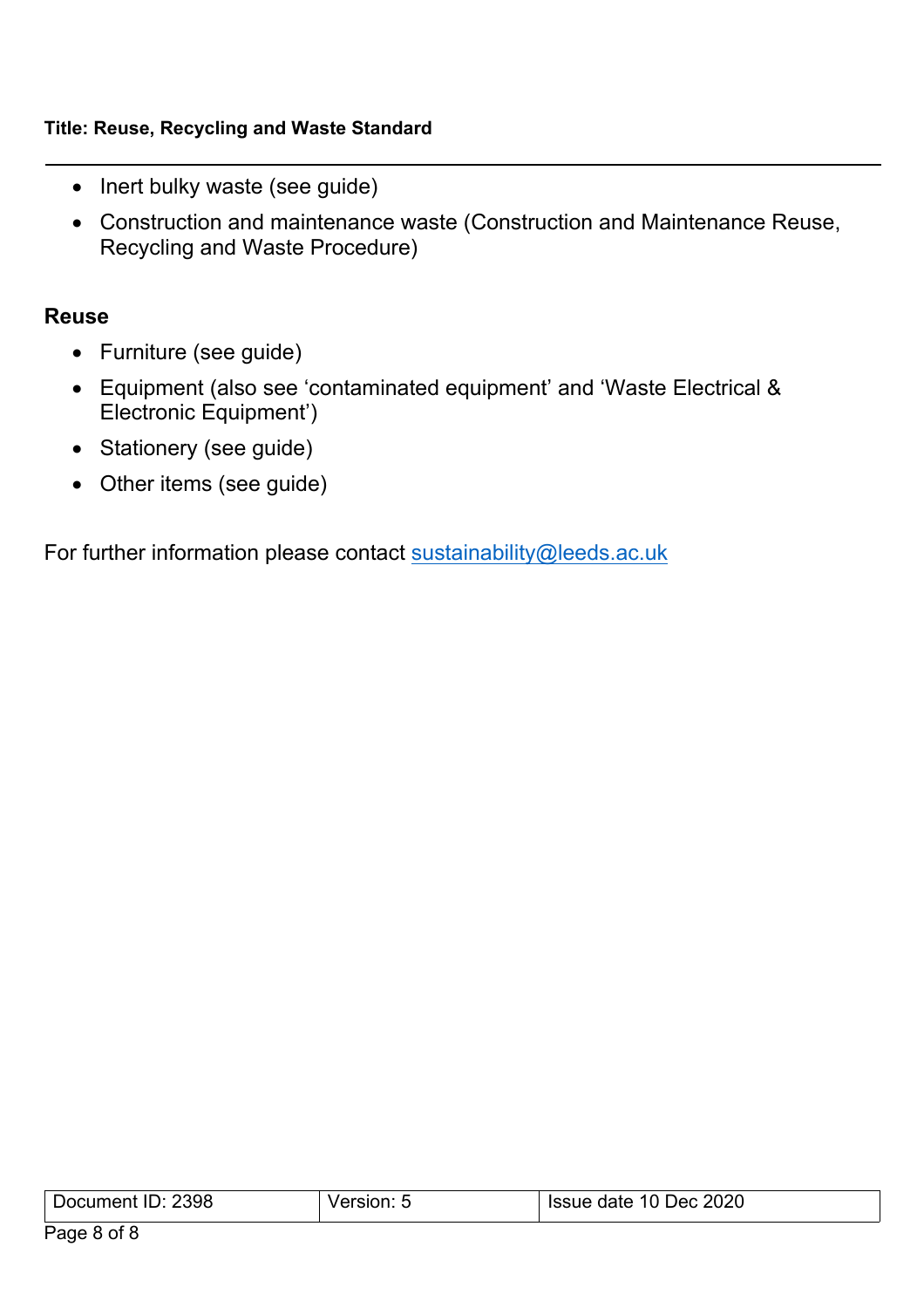- Inert bulky waste (see guide)
- Construction and maintenance waste (Construction and Maintenance Reuse, Recycling and Waste Procedure)

**Reuse**

- Furniture (see guide)
- Equipment (also see ‘contaminated equipment’ and ‘Waste Electrical & Electronic Equipment’)
- Stationery (see guide)
- Other items (see guide)

For further information please contact sustainability@leeds.ac.uk